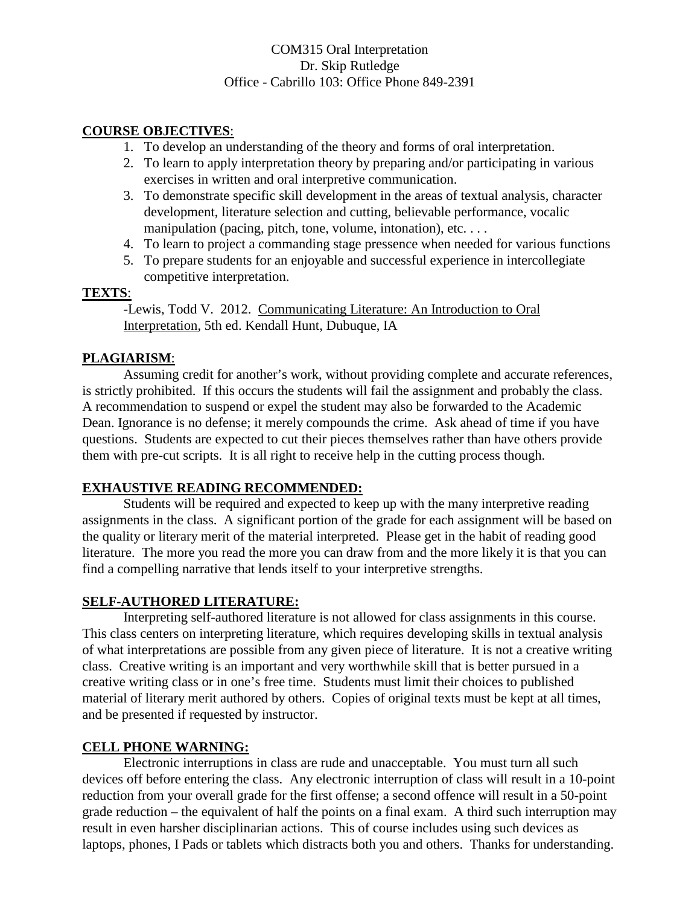COM315 Oral Interpretation
Dr. Skip Rutledge
Office - Cabrillo 103: Office Phone 849-2391

**COURSE OBJECTIVES**:

1. To develop an understanding of the theory and forms of oral interpretation.
2. To learn to apply interpretation theory by preparing and/or participating in various exercises in written and oral interpretive communication.
3. To demonstrate specific skill development in the areas of textual analysis, character development, literature selection and cutting, believable performance, vocalic manipulation (pacing, pitch, tone, volume, intonation), etc. . . .
4. To learn to project a commanding stage pressence when needed for various functions
5. To prepare students for an enjoyable and successful experience in intercollegiate competitive interpretation.

**TEXTS**:

-Lewis, Todd V. 2012. Communicating Literature: An Introduction to Oral Interpretation, 5th ed. Kendall Hunt, Dubuque, IA

**PLAGIARISM**:

Assuming credit for another's work, without providing complete and accurate references, is strictly prohibited. If this occurs the students will fail the assignment and probably the class. A recommendation to suspend or expel the student may also be forwarded to the Academic Dean. Ignorance is no defense; it merely compounds the crime. Ask ahead of time if you have questions. Students are expected to cut their pieces themselves rather than have others provide them with pre-cut scripts. It is all right to receive help in the cutting process though.

**EXHAUSTIVE READING RECOMMENDED:**

Students will be required and expected to keep up with the many interpretive reading assignments in the class. A significant portion of the grade for each assignment will be based on the quality or literary merit of the material interpreted. Please get in the habit of reading good literature. The more you read the more you can draw from and the more likely it is that you can find a compelling narrative that lends itself to your interpretive strengths.

**SELF-AUTHORED LITERATURE:**

Interpreting self-authored literature is not allowed for class assignments in this course. This class centers on interpreting literature, which requires developing skills in textual analysis of what interpretations are possible from any given piece of literature. It is not a creative writing class. Creative writing is an important and very worthwhile skill that is better pursued in a creative writing class or in one's free time. Students must limit their choices to published material of literary merit authored by others. Copies of original texts must be kept at all times, and be presented if requested by instructor.

**CELL PHONE WARNING:**

Electronic interruptions in class are rude and unacceptable. You must turn all such devices off before entering the class. Any electronic interruption of class will result in a 10-point reduction from your overall grade for the first offense; a second offence will result in a 50-point grade reduction – the equivalent of half the points on a final exam. A third such interruption may result in even harsher disciplinarian actions. This of course includes using such devices as laptops, phones, I Pads or tablets which distracts both you and others. Thanks for understanding.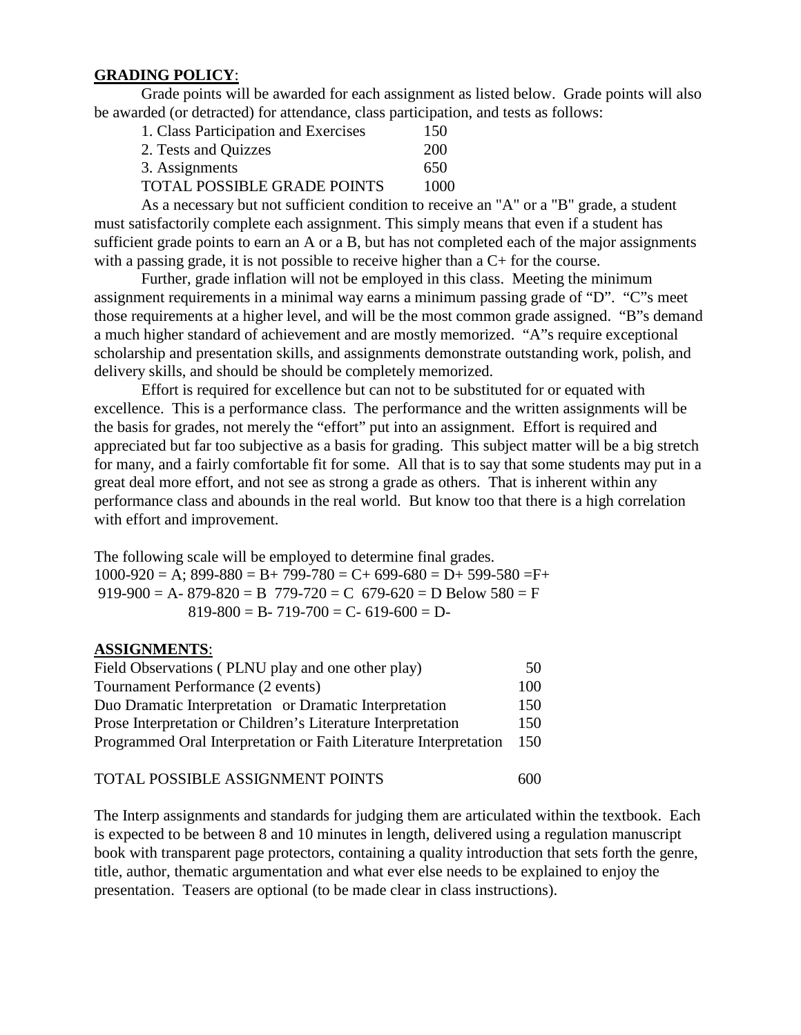**GRADING POLICY**:

Grade points will be awarded for each assignment as listed below. Grade points will also be awarded (or detracted) for attendance, class participation, and tests as follows:

| | |
|---|---|
| 1. Class Participation and Exercises | 150 |
| 2. Tests and Quizzes | 200 |
| 3. Assignments | 650 |
| TOTAL POSSIBLE GRADE POINTS | 1000 |

As a necessary but not sufficient condition to receive an "A" or a "B" grade, a student must satisfactorily complete each assignment. This simply means that even if a student has sufficient grade points to earn an A or a B, but has not completed each of the major assignments with a passing grade, it is not possible to receive higher than a C+ for the course.

Further, grade inflation will not be employed in this class. Meeting the minimum assignment requirements in a minimal way earns a minimum passing grade of "D". "C"s meet those requirements at a higher level, and will be the most common grade assigned. "B"s demand a much higher standard of achievement and are mostly memorized. "A"s require exceptional scholarship and presentation skills, and assignments demonstrate outstanding work, polish, and delivery skills, and should be should be completely memorized.

Effort is required for excellence but can not to be substituted for or equated with excellence. This is a performance class. The performance and the written assignments will be the basis for grades, not merely the "effort" put into an assignment. Effort is required and appreciated but far too subjective as a basis for grading. This subject matter will be a big stretch for many, and a fairly comfortable fit for some. All that is to say that some students may put in a great deal more effort, and not see as strong a grade as others. That is inherent within any performance class and abounds in the real world. But know too that there is a high correlation with effort and improvement.

The following scale will be employed to determine final grades.

| | | | | |
|---|---|---|---|---|
| 1000-920 = A; | 899-880 = B+ | 799-780 = C+ | 699-680 = D+ | 599-580 =F+ |
| 919-900 = A- | 879-820 = B | 779-720 = C | 679-620 = D | Below 580 = F |
| | 819-800 = B- | 719-700 = C- | 619-600 = D- | |

**ASSIGNMENTS**:

| | |
|---|---|
| Field Observations ( PLNU play and one other play) | 50 |
| Tournament Performance (2 events) | 100 |
| Duo Dramatic Interpretation or Dramatic Interpretation | 150 |
| Prose Interpretation or Children's Literature Interpretation | 150 |
| Programmed Oral Interpretation or Faith Literature Interpretation | 150 |
| TOTAL POSSIBLE ASSIGNMENT POINTS | 600 |

The Interp assignments and standards for judging them are articulated within the textbook. Each is expected to be between 8 and 10 minutes in length, delivered using a regulation manuscript book with transparent page protectors, containing a quality introduction that sets forth the genre, title, author, thematic argumentation and what ever else needs to be explained to enjoy the presentation. Teasers are optional (to be made clear in class instructions).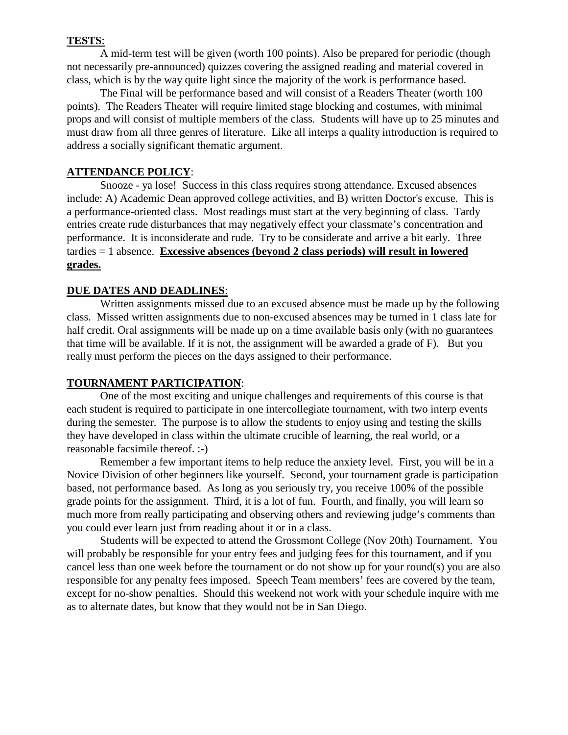**TESTS**:

A mid-term test will be given (worth 100 points). Also be prepared for periodic (though not necessarily pre-announced) quizzes covering the assigned reading and material covered in class, which is by the way quite light since the majority of the work is performance based.

The Final will be performance based and will consist of a Readers Theater (worth 100 points). The Readers Theater will require limited stage blocking and costumes, with minimal props and will consist of multiple members of the class. Students will have up to 25 minutes and must draw from all three genres of literature. Like all interps a quality introduction is required to address a socially significant thematic argument.

**ATTENDANCE POLICY**:

Snooze - ya lose! Success in this class requires strong attendance. Excused absences include: A) Academic Dean approved college activities, and B) written Doctor's excuse. This is a performance-oriented class. Most readings must start at the very beginning of class. Tardy entries create rude disturbances that may negatively effect your classmate's concentration and performance. It is inconsiderate and rude. Try to be considerate and arrive a bit early. Three tardies = 1 absence. **Excessive absences (beyond 2 class periods) will result in lowered grades.**

**DUE DATES AND DEADLINES**:

Written assignments missed due to an excused absence must be made up by the following class. Missed written assignments due to non-excused absences may be turned in 1 class late for half credit. Oral assignments will be made up on a time available basis only (with no guarantees that time will be available. If it is not, the assignment will be awarded a grade of F). But you really must perform the pieces on the days assigned to their performance.

**TOURNAMENT PARTICIPATION**:

One of the most exciting and unique challenges and requirements of this course is that each student is required to participate in one intercollegiate tournament, with two interp events during the semester. The purpose is to allow the students to enjoy using and testing the skills they have developed in class within the ultimate crucible of learning, the real world, or a reasonable facsimile thereof. :-)

Remember a few important items to help reduce the anxiety level. First, you will be in a Novice Division of other beginners like yourself. Second, your tournament grade is participation based, not performance based. As long as you seriously try, you receive 100% of the possible grade points for the assignment. Third, it is a lot of fun. Fourth, and finally, you will learn so much more from really participating and observing others and reviewing judge's comments than you could ever learn just from reading about it or in a class.

Students will be expected to attend the Grossmont College (Nov 20th) Tournament. You will probably be responsible for your entry fees and judging fees for this tournament, and if you cancel less than one week before the tournament or do not show up for your round(s) you are also responsible for any penalty fees imposed. Speech Team members' fees are covered by the team, except for no-show penalties. Should this weekend not work with your schedule inquire with me as to alternate dates, but know that they would not be in San Diego.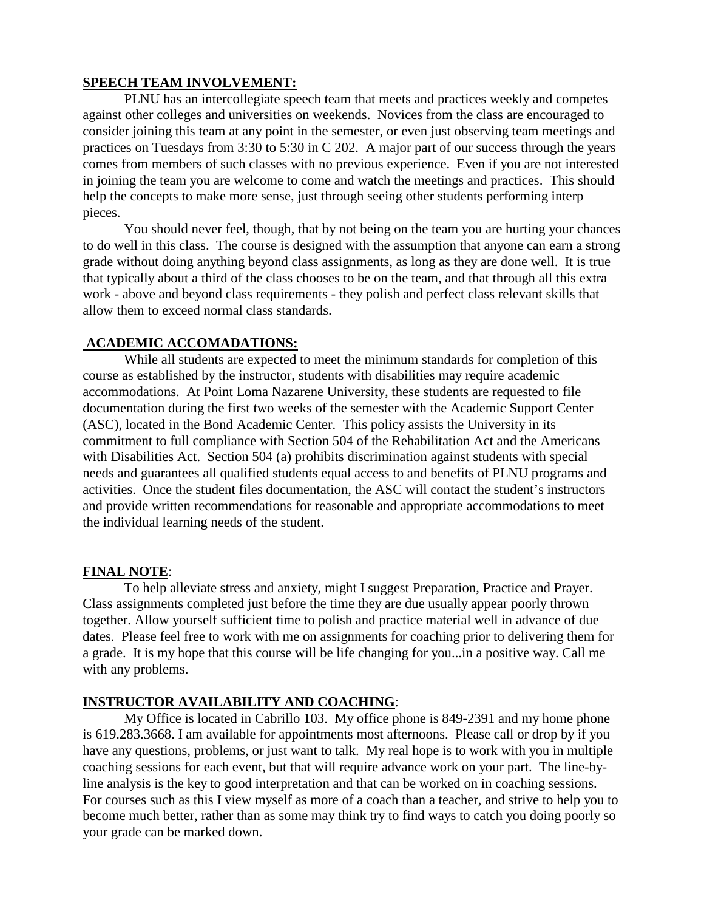## SPEECH TEAM INVOLVEMENT:

PLNU has an intercollegiate speech team that meets and practices weekly and competes against other colleges and universities on weekends. Novices from the class are encouraged to consider joining this team at any point in the semester, or even just observing team meetings and practices on Tuesdays from 3:30 to 5:30 in C 202. A major part of our success through the years comes from members of such classes with no previous experience. Even if you are not interested in joining the team you are welcome to come and watch the meetings and practices. This should help the concepts to make more sense, just through seeing other students performing interp pieces.

You should never feel, though, that by not being on the team you are hurting your chances to do well in this class. The course is designed with the assumption that anyone can earn a strong grade without doing anything beyond class assignments, as long as they are done well. It is true that typically about a third of the class chooses to be on the team, and that through all this extra work - above and beyond class requirements - they polish and perfect class relevant skills that allow them to exceed normal class standards.

## ACADEMIC ACCOMADATIONS:

While all students are expected to meet the minimum standards for completion of this course as established by the instructor, students with disabilities may require academic accommodations. At Point Loma Nazarene University, these students are requested to file documentation during the first two weeks of the semester with the Academic Support Center (ASC), located in the Bond Academic Center. This policy assists the University in its commitment to full compliance with Section 504 of the Rehabilitation Act and the Americans with Disabilities Act. Section 504 (a) prohibits discrimination against students with special needs and guarantees all qualified students equal access to and benefits of PLNU programs and activities. Once the student files documentation, the ASC will contact the student's instructors and provide written recommendations for reasonable and appropriate accommodations to meet the individual learning needs of the student.

## FINAL NOTE:

To help alleviate stress and anxiety, might I suggest Preparation, Practice and Prayer. Class assignments completed just before the time they are due usually appear poorly thrown together. Allow yourself sufficient time to polish and practice material well in advance of due dates. Please feel free to work with me on assignments for coaching prior to delivering them for a grade. It is my hope that this course will be life changing for you...in a positive way. Call me with any problems.

## INSTRUCTOR AVAILABILITY AND COACHING:

My Office is located in Cabrillo 103. My office phone is 849-2391 and my home phone is 619.283.3668. I am available for appointments most afternoons. Please call or drop by if you have any questions, problems, or just want to talk. My real hope is to work with you in multiple coaching sessions for each event, but that will require advance work on your part. The line-by-line analysis is the key to good interpretation and that can be worked on in coaching sessions. For courses such as this I view myself as more of a coach than a teacher, and strive to help you to become much better, rather than as some may think try to find ways to catch you doing poorly so your grade can be marked down.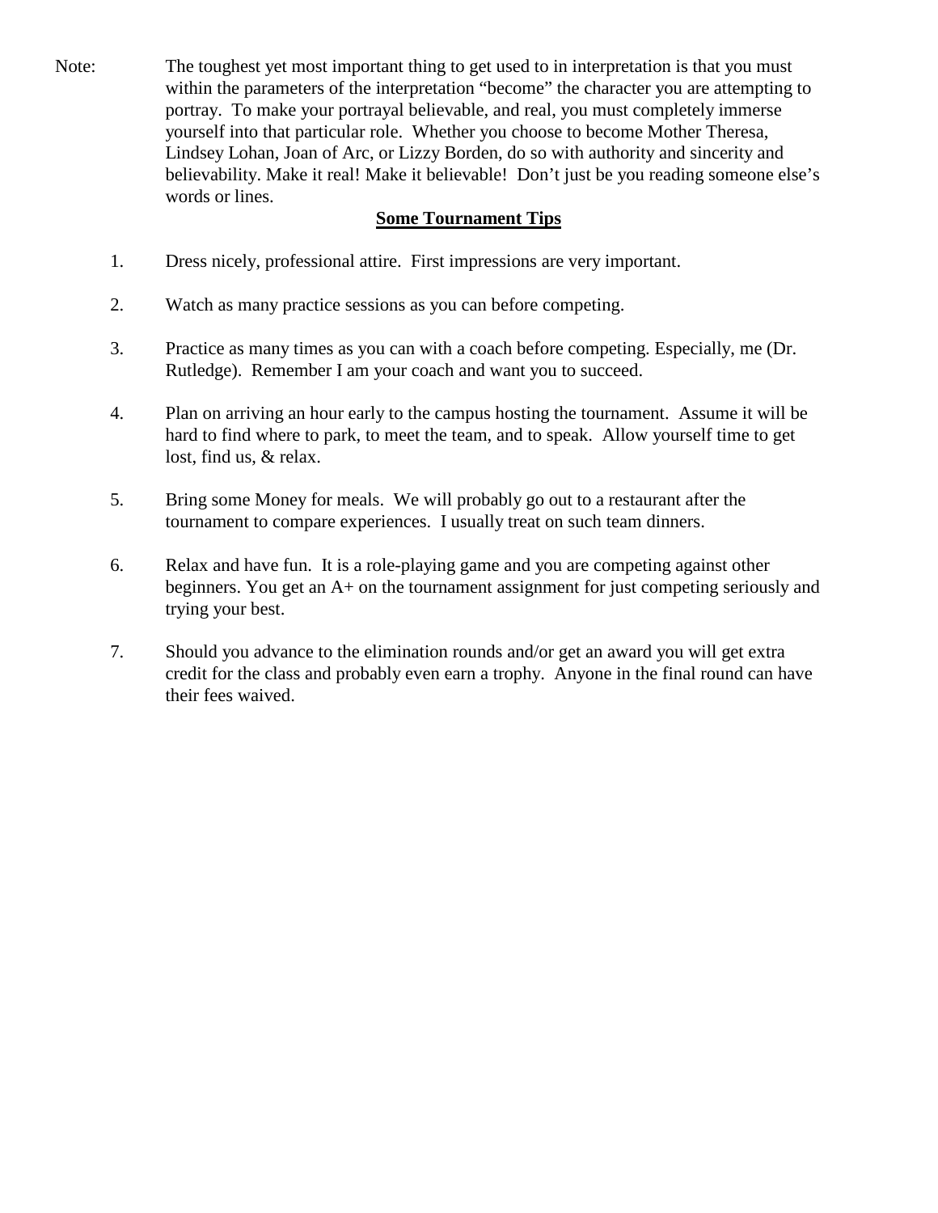Note: The toughest yet most important thing to get used to in interpretation is that you must within the parameters of the interpretation "become" the character you are attempting to portray. To make your portrayal believable, and real, you must completely immerse yourself into that particular role. Whether you choose to become Mother Theresa, Lindsey Lohan, Joan of Arc, or Lizzy Borden, do so with authority and sincerity and believability. Make it real! Make it believable! Don't just be you reading someone else's words or lines.

**Some Tournament Tips**

1. Dress nicely, professional attire. First impressions are very important.

2. Watch as many practice sessions as you can before competing.

3. Practice as many times as you can with a coach before competing. Especially, me (Dr. Rutledge). Remember I am your coach and want you to succeed.

4. Plan on arriving an hour early to the campus hosting the tournament. Assume it will be hard to find where to park, to meet the team, and to speak. Allow yourself time to get lost, find us, & relax.

5. Bring some Money for meals. We will probably go out to a restaurant after the tournament to compare experiences. I usually treat on such team dinners.

6. Relax and have fun. It is a role-playing game and you are competing against other beginners. You get an A+ on the tournament assignment for just competing seriously and trying your best.

7. Should you advance to the elimination rounds and/or get an award you will get extra credit for the class and probably even earn a trophy. Anyone in the final round can have their fees waived.